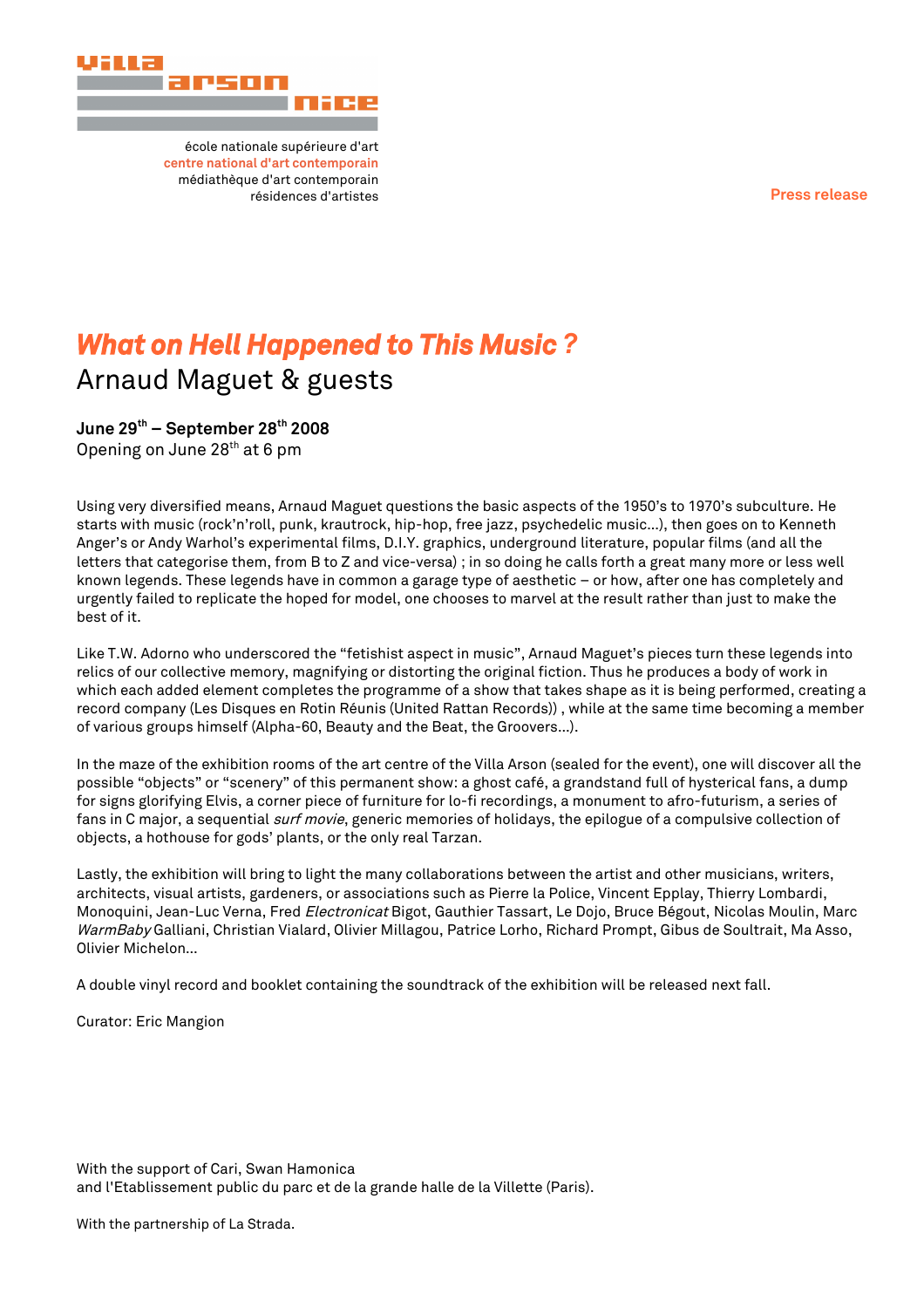villa arson nice

école nationale supérieure d'art
centre national d'art contemporain
médiathèque d'art contemporain
résidences d'artistes

Press release

# *What on Hell Happened to This Music ?*

## Arnaud Maguet & guests

**June 29th – September 28th 2008**
Opening on June 28th at 6 pm

Using very diversified means, Arnaud Maguet questions the basic aspects of the 1950's to 1970's subculture. He starts with music (rock'n'roll, punk, krautrock, hip-hop, free jazz, psychedelic music…), then goes on to Kenneth Anger's or Andy Warhol's experimental films, D.I.Y. graphics, underground literature, popular films (and all the letters that categorise them, from B to Z and vice-versa) ; in so doing he calls forth a great many more or less well known legends. These legends have in common a garage type of aesthetic – or how, after one has completely and urgently failed to replicate the hoped for model, one chooses to marvel at the result rather than just to make the best of it.

Like T.W. Adorno who underscored the "fetishist aspect in music", Arnaud Maguet's pieces turn these legends into relics of our collective memory, magnifying or distorting the original fiction. Thus he produces a body of work in which each added element completes the programme of a show that takes shape as it is being performed, creating a record company (Les Disques en Rotin Réunis (United Rattan Records)) , while at the same time becoming a member of various groups himself (Alpha-60, Beauty and the Beat, the Groovers…).

In the maze of the exhibition rooms of the art centre of the Villa Arson (sealed for the event), one will discover all the possible "objects" or "scenery" of this permanent show: a ghost café, a grandstand full of hysterical fans, a dump for signs glorifying Elvis, a corner piece of furniture for lo-fi recordings, a monument to afro-futurism, a series of fans in C major, a sequential *surf movie*, generic memories of holidays, the epilogue of a compulsive collection of objects, a hothouse for gods' plants, or the only real Tarzan.

Lastly, the exhibition will bring to light the many collaborations between the artist and other musicians, writers, architects, visual artists, gardeners, or associations such as Pierre la Police, Vincent Epplay, Thierry Lombardi, Monoquini, Jean-Luc Verna, Fred *Electronicat* Bigot, Gauthier Tassart, Le Dojo, Bruce Bégout, Nicolas Moulin, Marc *WarmBaby* Galliani, Christian Vialard, Olivier Millagou, Patrice Lorho, Richard Prompt, Gibus de Soultrait, Ma Asso, Olivier Michelon…

A double vinyl record and booklet containing the soundtrack of the exhibition will be released next fall.

Curator: Eric Mangion

With the support of Cari, Swan Hamonica
and l'Etablissement public du parc et de la grande halle de la Villette (Paris).

With the partnership of La Strada.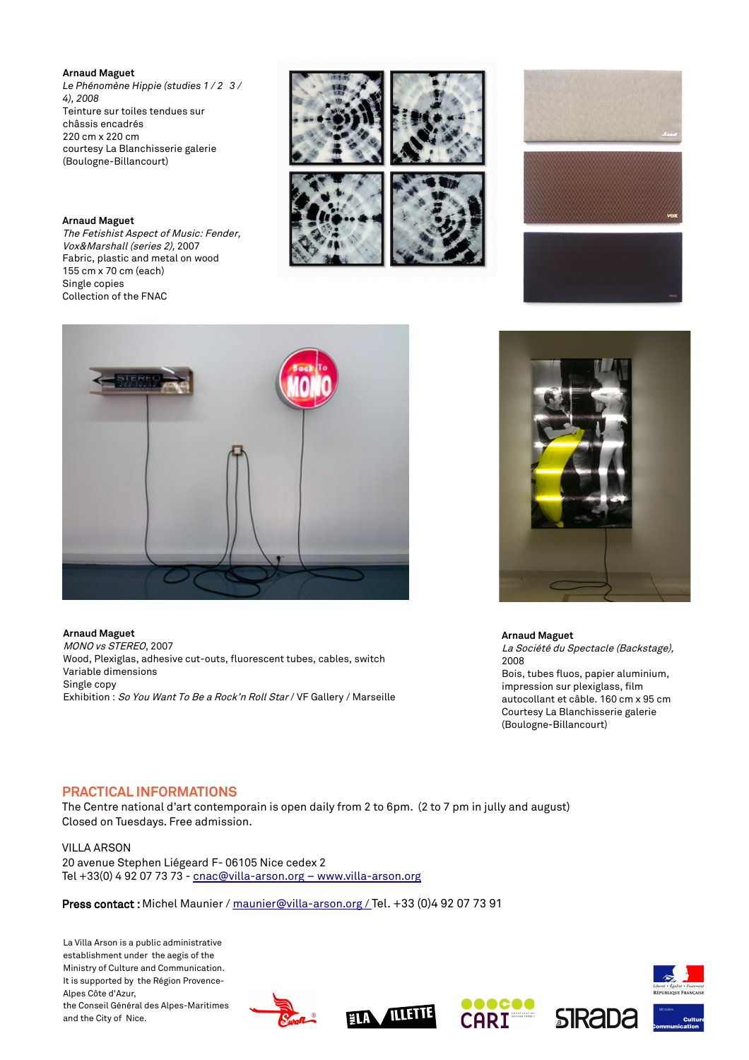**Arnaud Maguet**
*Le Phénomène Hippie (studies 1 / 2 3 / 4), 2008*
Teinture sur toiles tendues sur châssis encadrés
220 cm x 220 cm
courtesy La Blanchisserie galerie (Boulogne-Billancourt)

**Arnaud Maguet**
*The Fetishist Aspect of Music: Fender, Vox&Marshall (series 2),* 2007
Fabric, plastic and metal on wood
155 cm x 70 cm (each)
Single copies
Collection of the FNAC

**Arnaud Maguet**
*MONO vs STEREO*, 2007
Wood, Plexiglas, adhesive cut-outs, fluorescent tubes, cables, switch
Variable dimensions
Single copy
Exhibition : *So You Want To Be a Rock'n Roll Star* / VF Gallery / Marseille

**Arnaud Maguet**
*La Société du Spectacle (Backstage),* 2008
Bois, tubes fluos, papier aluminium, impression sur plexiglass, film autocollant et câble. 160 cm x 95 cm
Courtesy La Blanchisserie galerie (Boulogne-Billancourt)

## PRACTICAL INFORMATIONS

The Centre national d'art contemporain is open daily from 2 to 6pm. (2 to 7 pm in jully and august)
Closed on Tuesdays. Free admission.

VILLA ARSON
20 avenue Stephen Liégeard F- 06105 Nice cedex 2
Tel +33(0) 4 92 07 73 73 - cnac@villa-arson.org – www.villa-arson.org

**Press contact :** Michel Maunier / maunier@villa-arson.org / Tel. +33 (0)4 92 07 73 91

La Villa Arson is a public administrative establishment under the aegis of the Ministry of Culture and Communication. It is supported by the Région Provence-Alpes Côte d'Azur, the Conseil Général des Alpes-Maritimes and the City of Nice.